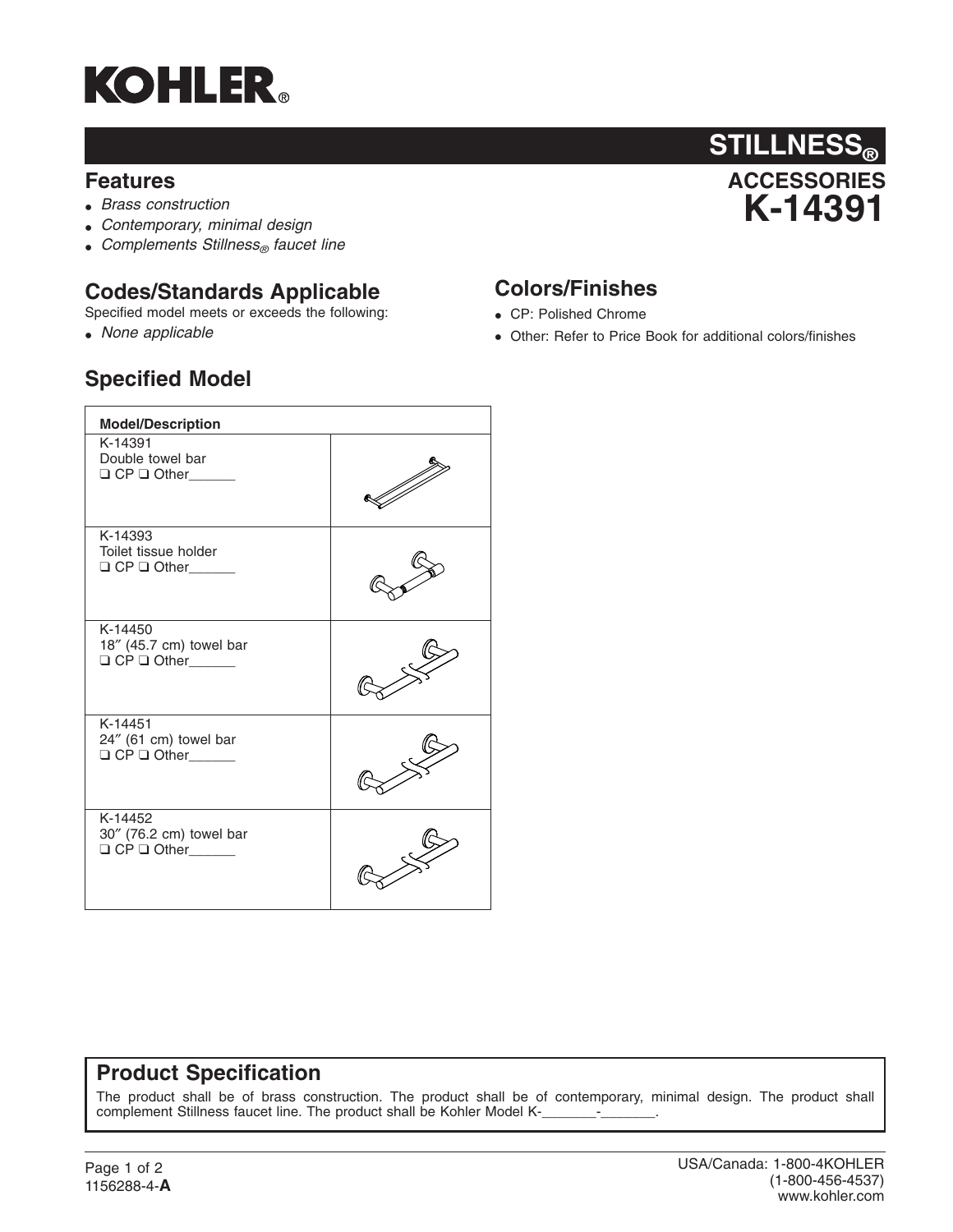# KOHLER®

## STILLNESS®

## ACCESSORIES

# K-14391

## Features

- *Brass construction*
- *Contemporary, minimal design*
- *Complements Stillness® faucet line*

## Codes/Standards Applicable

Specified model meets or exceeds the following:

- *None applicable*

## Colors/Finishes

- CP: Polished Chrome
- Other: Refer to Price Book for additional colors/finishes

## Specified Model

| Model/Description | |
|---|---|
| K-14391<br>Double towel bar<br>❑ CP ❑ Other______ | |
| K-14393<br>Toilet tissue holder<br>❑ CP ❑ Other______ | |
| K-14450<br>18″ (45.7 cm) towel bar<br>❑ CP ❑ Other______ | |
| K-14451<br>24″ (61 cm) towel bar<br>❑ CP ❑ Other______ | |
| K-14452<br>30″ (76.2 cm) towel bar<br>❑ CP ❑ Other______ | |

## Product Specification

The product shall be of brass construction. The product shall be of contemporary, minimal design. The product shall complement Stillness faucet line. The product shall be Kohler Model K-_______-_______.

1156288-4-**A**

USA/Canada: 1-800-4KOHLER
(1-800-456-4537)
www.kohler.com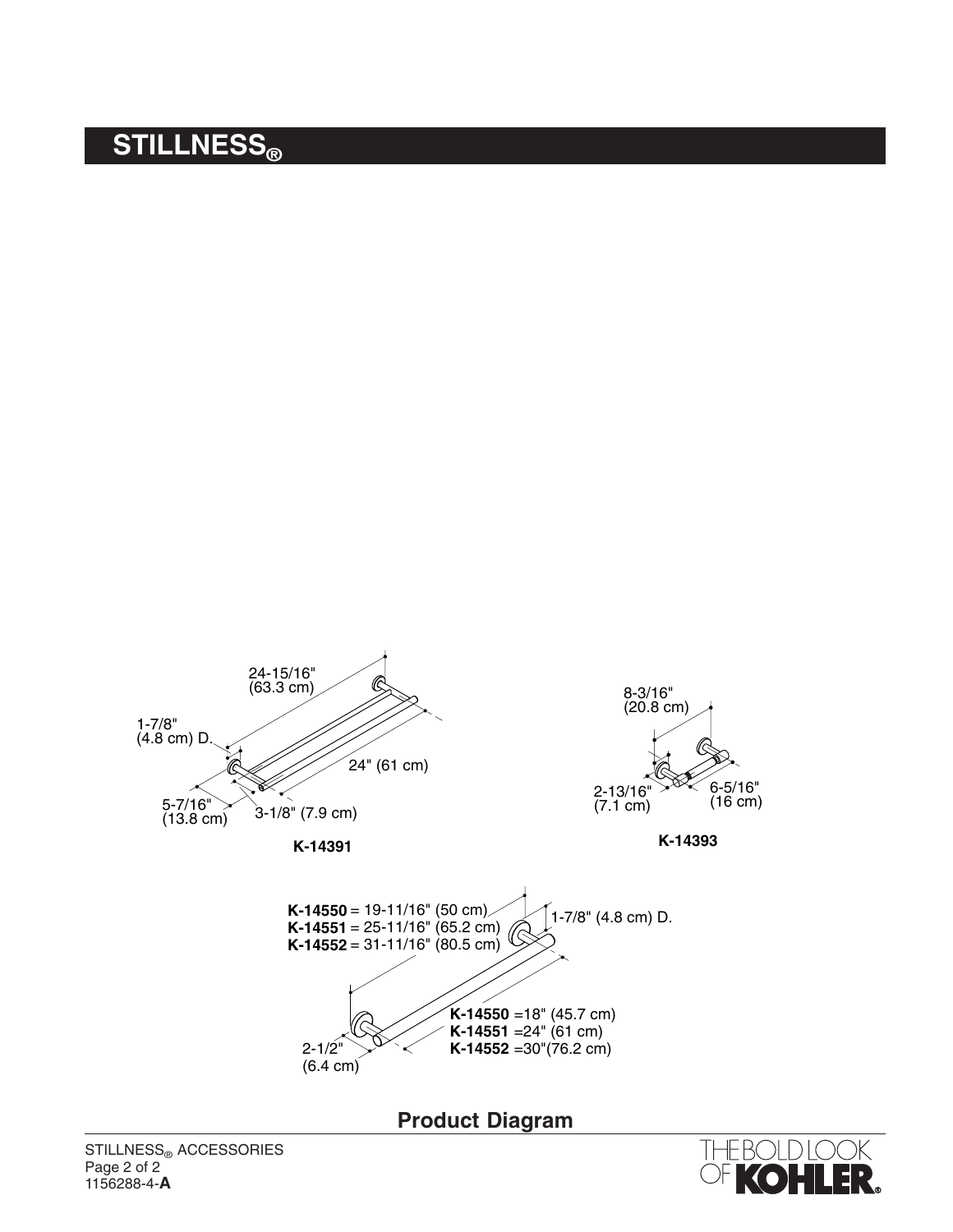# STILLNESS®

24-15/16"
(63.3 cm)

1-7/8"
(4.8 cm) D.

24" (61 cm)

5-7/16"
(13.8 cm)

3-1/8" (7.9 cm)

**K-14391**

8-3/16"
(20.8 cm)

2-13/16"
(7.1 cm)

6-5/16"
(16 cm)

**K-14393**

**K-14550** = 19-11/16" (50 cm)
**K-14551** = 25-11/16" (65.2 cm)
**K-14552** = 31-11/16" (80.5 cm)

1-7/8" (4.8 cm) D.

**K-14550** =18" (45.7 cm)
**K-14551** =24" (61 cm)
**K-14552** =30"(76.2 cm)

2-1/2"
(6.4 cm)

**Product Diagram**

STILLNESS® ACCESSORIES
1156288-4-**A**

THE BOLD LOOK OF **KOHLER**®